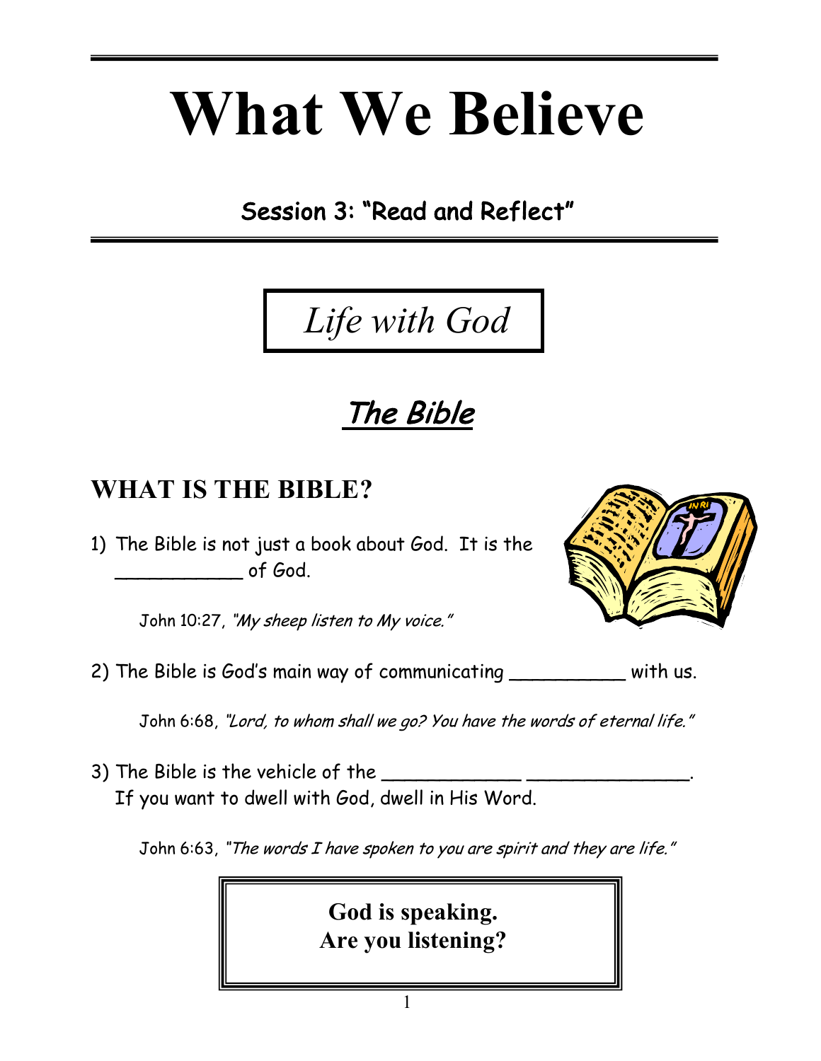# What We Believe

## Session 3: "Read and Reflect"

*Life with God*

## *The Bible*

## WHAT IS THE BIBLE?

1) The Bible is not just a book about God. It is the ___________ of God.

   John 10:27, *"My sheep listen to My voice."*

2) The Bible is God's main way of communicating __________ with us.

   John 6:68, *"Lord, to whom shall we go? You have the words of eternal life."*

3) The Bible is the vehicle of the ____________ ______________.
   If you want to dwell with God, dwell in His Word.

   John 6:63, *"The words I have spoken to you are spirit and they are life."*

**God is speaking.**
**Are you listening?**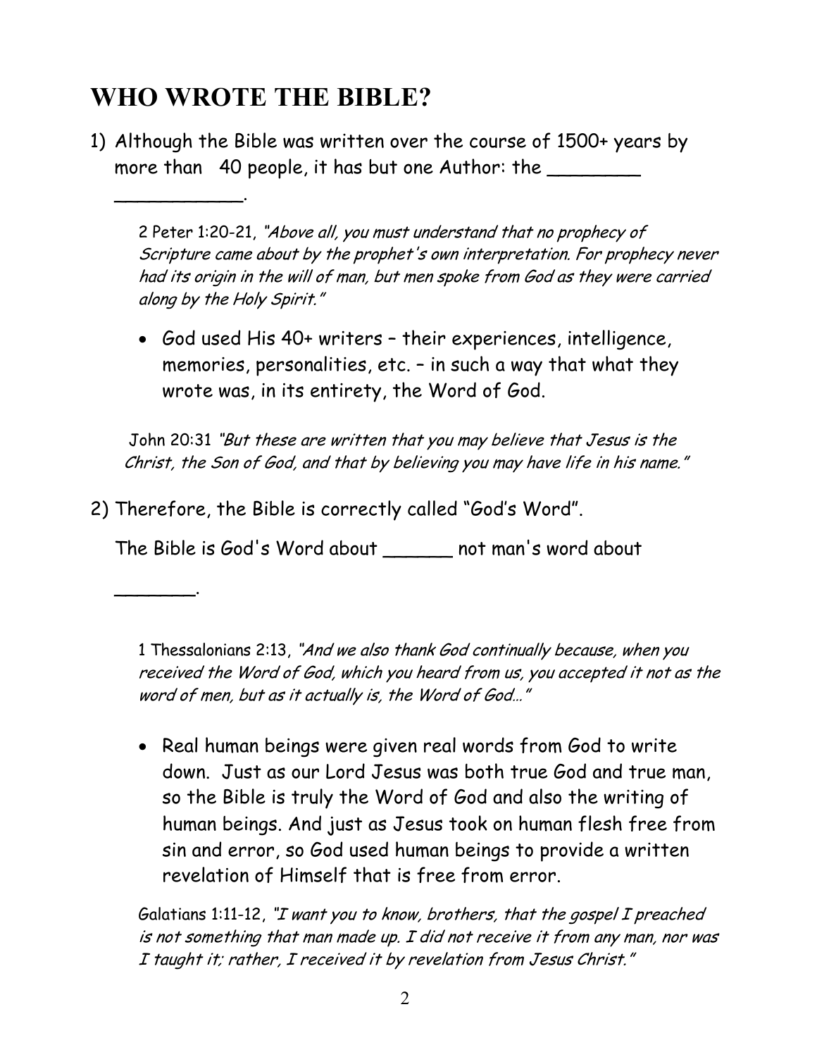# WHO WROTE THE BIBLE?

1) Although the Bible was written over the course of 1500+ years by more than 40 people, it has but one Author: the ________ ___________.

   2 Peter 1:20-21, *"Above all, you must understand that no prophecy of Scripture came about by the prophet's own interpretation. For prophecy never had its origin in the will of man, but men spoke from God as they were carried along by the Holy Spirit."*

   - God used His 40+ writers – their experiences, intelligence, memories, personalities, etc. – in such a way that what they wrote was, in its entirety, the Word of God.

   John 20:31 *"But these are written that you may believe that Jesus is the Christ, the Son of God, and that by believing you may have life in his name."*

2) Therefore, the Bible is correctly called "God's Word".

   The Bible is God's Word about ______ not man's word about _______.

   1 Thessalonians 2:13, *"And we also thank God continually because, when you received the Word of God, which you heard from us, you accepted it not as the word of men, but as it actually is, the Word of God…"*

   - Real human beings were given real words from God to write down. Just as our Lord Jesus was both true God and true man, so the Bible is truly the Word of God and also the writing of human beings. And just as Jesus took on human flesh free from sin and error, so God used human beings to provide a written revelation of Himself that is free from error.

   Galatians 1:11-12, *"I want you to know, brothers, that the gospel I preached is not something that man made up. I did not receive it from any man, nor was I taught it; rather, I received it by revelation from Jesus Christ."*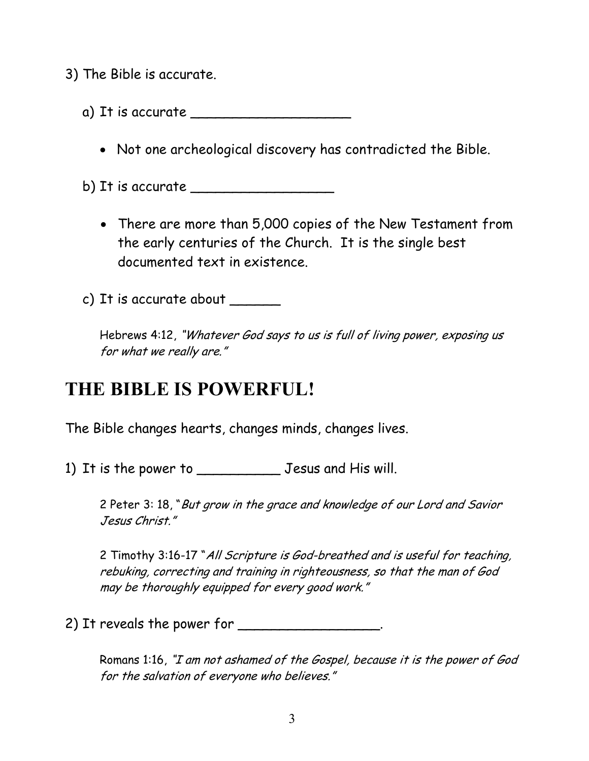3) The Bible is accurate.

a) It is accurate ___________________

- Not one archeological discovery has contradicted the Bible.

b) It is accurate _________________

- There are more than 5,000 copies of the New Testament from the early centuries of the Church. It is the single best documented text in existence.

c) It is accurate about ______

Hebrews 4:12, *"Whatever God says to us is full of living power, exposing us for what we really are."*

# THE BIBLE IS POWERFUL!

The Bible changes hearts, changes minds, changes lives.

1) It is the power to __________ Jesus and His will.

2 Peter 3: 18, "*But grow in the grace and knowledge of our Lord and Savior Jesus Christ."*

2 Timothy 3:16-17 "*All Scripture is God-breathed and is useful for teaching, rebuking, correcting and training in righteousness, so that the man of God may be thoroughly equipped for every good work."*

2) It reveals the power for _________________.

Romans 1:16, *"I am not ashamed of the Gospel, because it is the power of God for the salvation of everyone who believes."*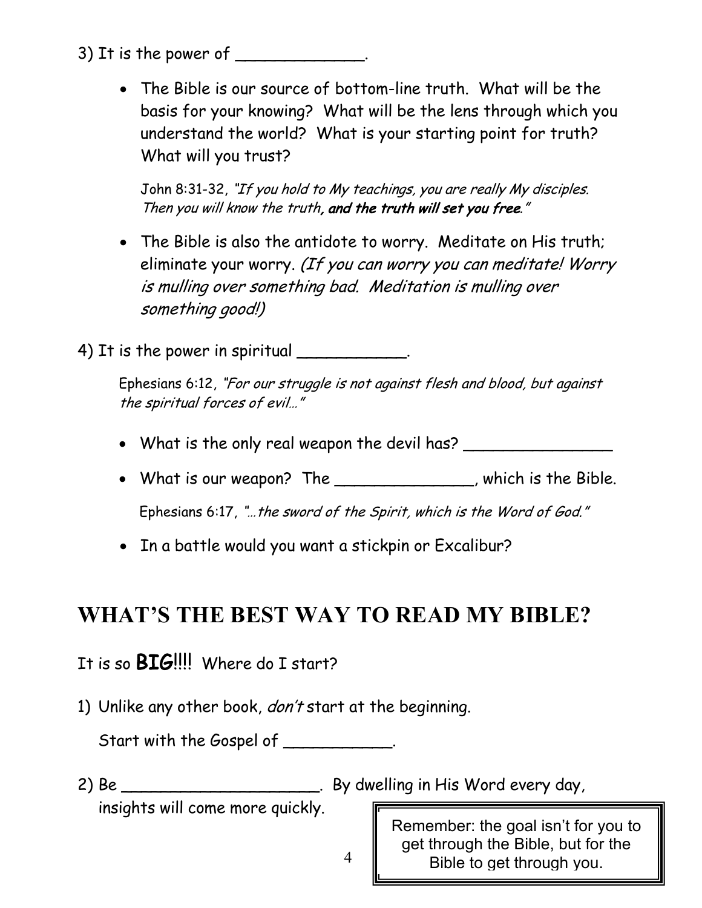3) It is the power of _____________.

- The Bible is our source of bottom-line truth. What will be the basis for your knowing? What will be the lens through which you understand the world? What is your starting point for truth? What will you trust?

  John 8:31-32, *"If you hold to My teachings, you are really My disciples. Then you will know the truth**, and the truth will set you free**."*

- The Bible is also the antidote to worry. Meditate on His truth; eliminate your worry. *(If you can worry you can meditate! Worry is mulling over something bad. Meditation is mulling over something good!)*

4) It is the power in spiritual ___________.

  Ephesians 6:12, *"For our struggle is not against flesh and blood, but against the spiritual forces of evil…"*

- What is the only real weapon the devil has? ________________
- What is our weapon? The ______________, which is the Bible.

  Ephesians 6:17, *"…the sword of the Spirit, which is the Word of God."*

- In a battle would you want a stickpin or Excalibur?

## WHAT'S THE BEST WAY TO READ MY BIBLE?

It is so **BIG**!!!! Where do I start?

1) Unlike any other book, *don't* start at the beginning.

   Start with the Gospel of ___________.

2) Be ____________________. By dwelling in His Word every day, insights will come more quickly.

> Remember: the goal isn't for you to get through the Bible, but for the Bible to get through you.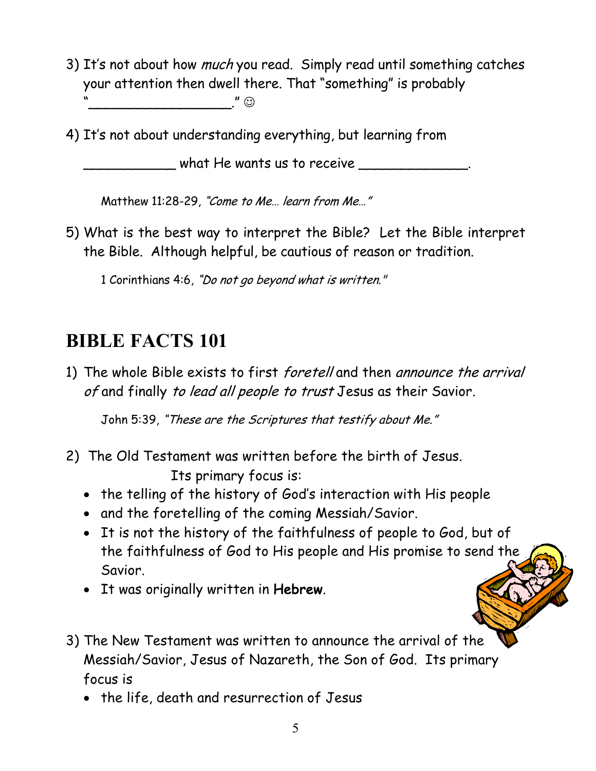3) It's not about how *much* you read. Simply read until something catches your attention then dwell there. That "something" is probably "__________________." ☺

4) It's not about understanding everything, but learning from ___________ what He wants us to receive _____________.

   Matthew 11:28-29, *"Come to Me… learn from Me…"*

5) What is the best way to interpret the Bible? Let the Bible interpret the Bible. Although helpful, be cautious of reason or tradition.

   1 Corinthians 4:6, *"Do not go beyond what is written."*

## BIBLE FACTS 101

1) The whole Bible exists to first *foretell* and then *announce the arrival of* and finally *to lead all people to trust* Jesus as their Savior.

   John 5:39, *"These are the Scriptures that testify about Me."*

2) The Old Testament was written before the birth of Jesus. Its primary focus is:
   - the telling of the history of God's interaction with His people
   - and the foretelling of the coming Messiah/Savior.
   - It is not the history of the faithfulness of people to God, but of the faithfulness of God to His people and His promise to send the Savior.
   - It was originally written in **Hebrew**.

3) The New Testament was written to announce the arrival of the Messiah/Savior, Jesus of Nazareth, the Son of God. Its primary focus is
   - the life, death and resurrection of Jesus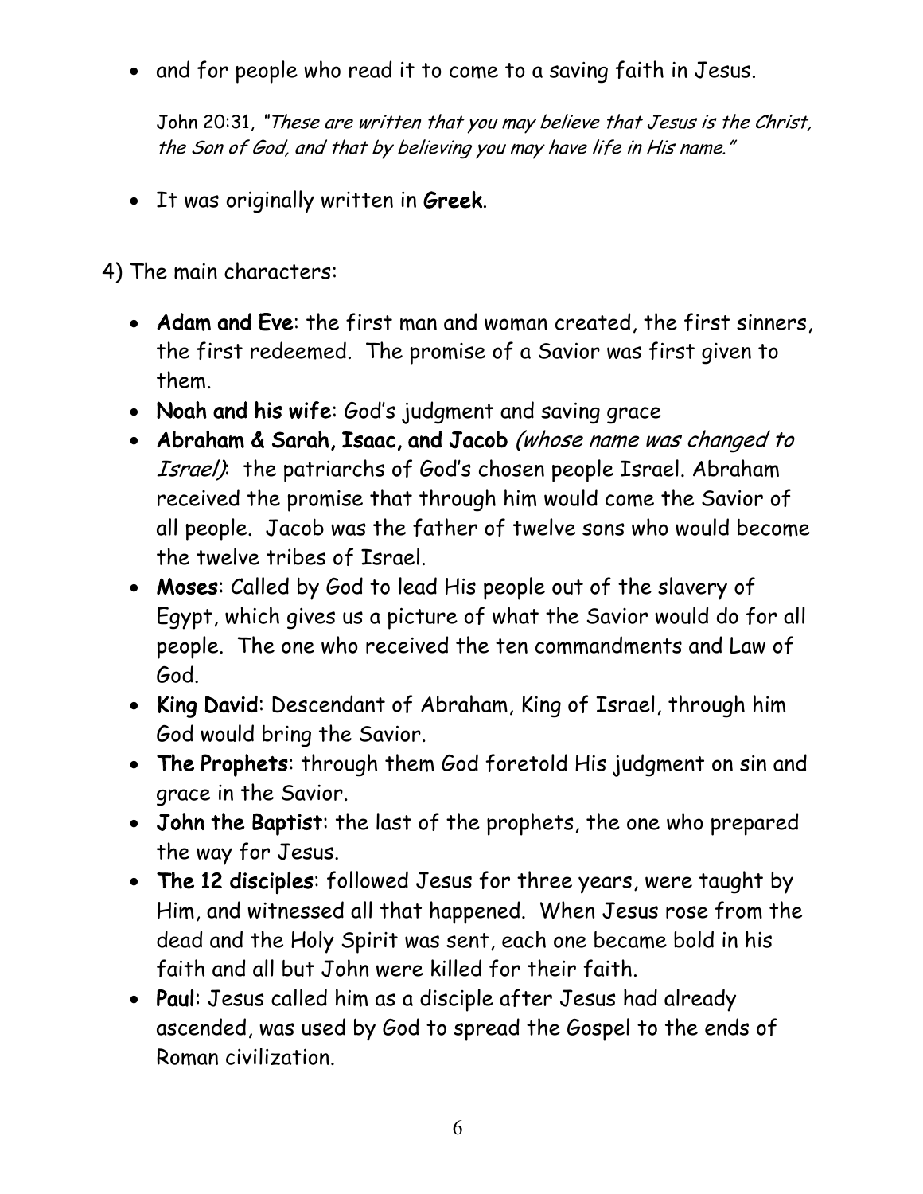- and for people who read it to come to a saving faith in Jesus.

  John 20:31, *"These are written that you may believe that Jesus is the Christ, the Son of God, and that by believing you may have life in His name."*

- It was originally written in **Greek**.

4) The main characters:

- **Adam and Eve**: the first man and woman created, the first sinners, the first redeemed. The promise of a Savior was first given to them.
- **Noah and his wife**: God's judgment and saving grace
- **Abraham & Sarah, Isaac, and Jacob** *(whose name was changed to Israel)*: the patriarchs of God's chosen people Israel. Abraham received the promise that through him would come the Savior of all people. Jacob was the father of twelve sons who would become the twelve tribes of Israel.
- **Moses**: Called by God to lead His people out of the slavery of Egypt, which gives us a picture of what the Savior would do for all people. The one who received the ten commandments and Law of God.
- **King David**: Descendant of Abraham, King of Israel, through him God would bring the Savior.
- **The Prophets**: through them God foretold His judgment on sin and grace in the Savior.
- **John the Baptist**: the last of the prophets, the one who prepared the way for Jesus.
- **The 12 disciples**: followed Jesus for three years, were taught by Him, and witnessed all that happened. When Jesus rose from the dead and the Holy Spirit was sent, each one became bold in his faith and all but John were killed for their faith.
- **Paul**: Jesus called him as a disciple after Jesus had already ascended, was used by God to spread the Gospel to the ends of Roman civilization.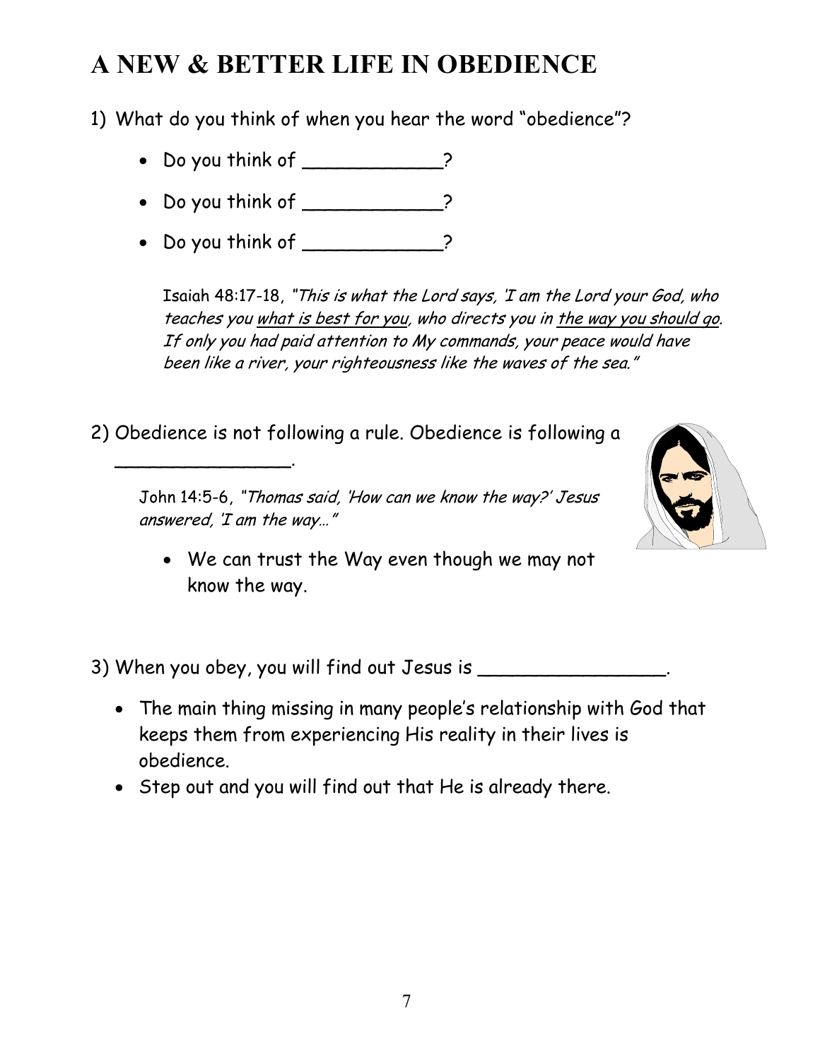# A NEW & BETTER LIFE IN OBEDIENCE

1) What do you think of when you hear the word "obedience"?

- Do you think of ____________?
- Do you think of ____________?
- Do you think of ____________?

Isaiah 48:17-18, "*This is what the Lord says, 'I am the Lord your God, who teaches you what is best for you, who directs you in the way you should go. If only you had paid attention to My commands, your peace would have been like a river, your righteousness like the waves of the sea."*

2) Obedience is not following a rule. Obedience is following a _______________.

John 14:5-6, "*Thomas said, 'How can we know the way?' Jesus answered, 'I am the way…'"*

- We can trust the Way even though we may not know the way.

3) When you obey, you will find out Jesus is ________________.

- The main thing missing in many people's relationship with God that keeps them from experiencing His reality in their lives is obedience.
- Step out and you will find out that He is already there.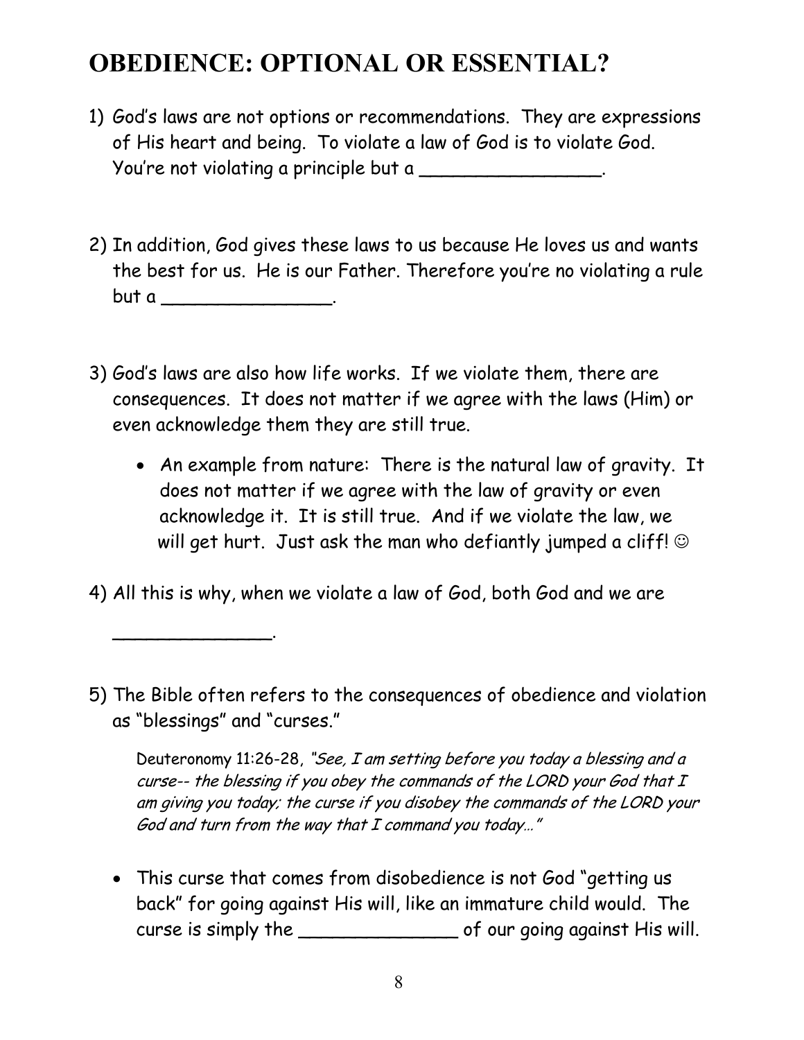# OBEDIENCE: OPTIONAL OR ESSENTIAL?

1) God's laws are not options or recommendations. They are expressions of His heart and being. To violate a law of God is to violate God. You're not violating a principle but a ________________.

2) In addition, God gives these laws to us because He loves us and wants the best for us. He is our Father. Therefore you're no violating a rule but a _______________.

3) God's laws are also how life works. If we violate them, there are consequences. It does not matter if we agree with the laws (Him) or even acknowledge them they are still true.

   - An example from nature: There is the natural law of gravity. It does not matter if we agree with the law of gravity or even acknowledge it. It is still true. And if we violate the law, we will get hurt. Just ask the man who defiantly jumped a cliff! ☺

4) All this is why, when we violate a law of God, both God and we are ______________.

5) The Bible often refers to the consequences of obedience and violation as "blessings" and "curses."

   Deuteronomy 11:26-28, *"See, I am setting before you today a blessing and a curse-- the blessing if you obey the commands of the LORD your God that I am giving you today; the curse if you disobey the commands of the LORD your God and turn from the way that I command you today…"*

   - This curse that comes from disobedience is not God "getting us back" for going against His will, like an immature child would. The curse is simply the ______________ of our going against His will.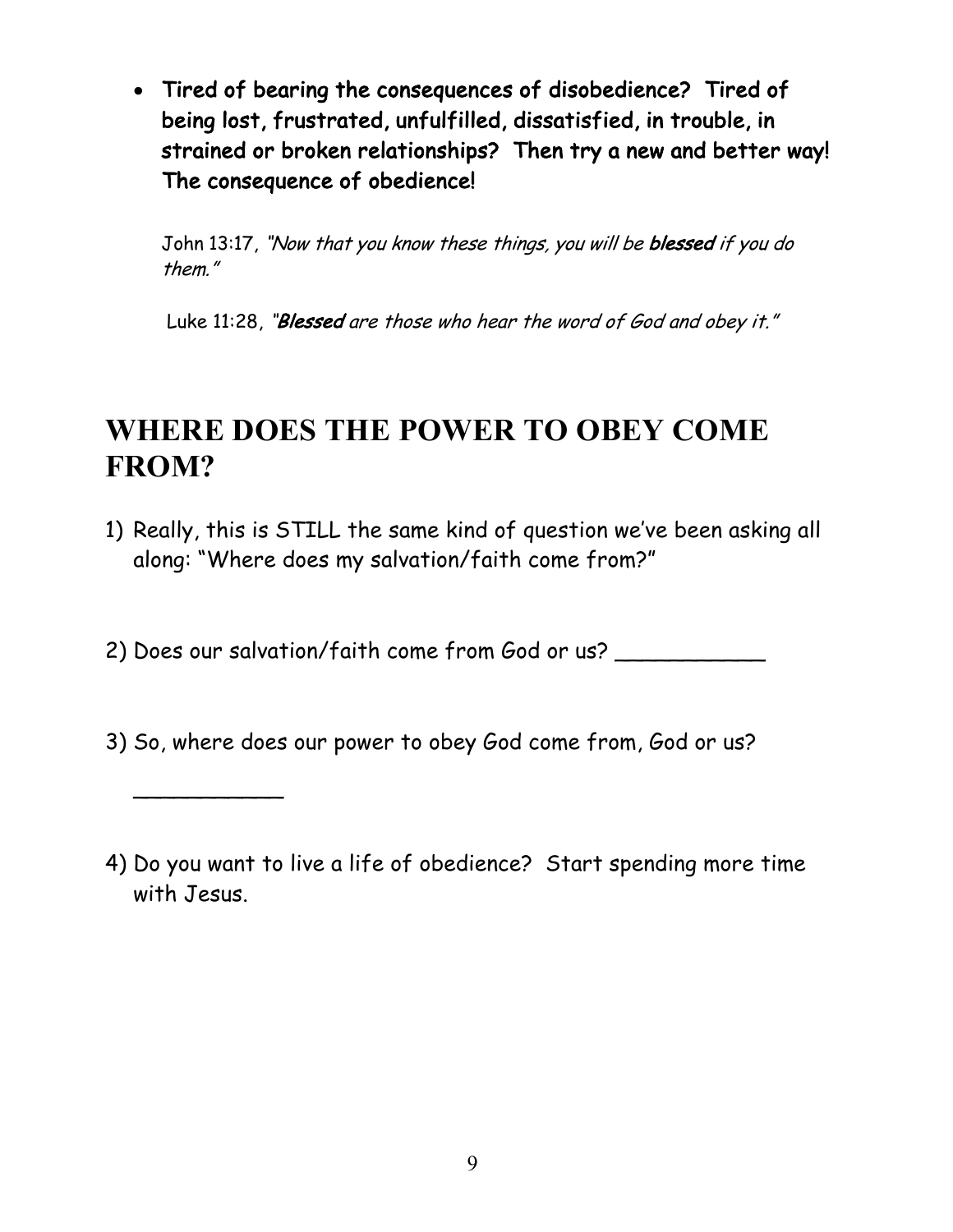- **Tired of bearing the consequences of disobedience? Tired of being lost, frustrated, unfulfilled, dissatisfied, in trouble, in strained or broken relationships? Then try a new and better way! The consequence of obedience!**

  John 13:17, *"Now that you know these things, you will be **blessed** if you do them."*

  Luke 11:28, *"**Blessed** are those who hear the word of God and obey it."*

# WHERE DOES THE POWER TO OBEY COME FROM?

1) Really, this is STILL the same kind of question we've been asking all along: "Where does my salvation/faith come from?"

2) Does our salvation/faith come from God or us? ___________

3) So, where does our power to obey God come from, God or us?

   ___________

4) Do you want to live a life of obedience? Start spending more time with Jesus.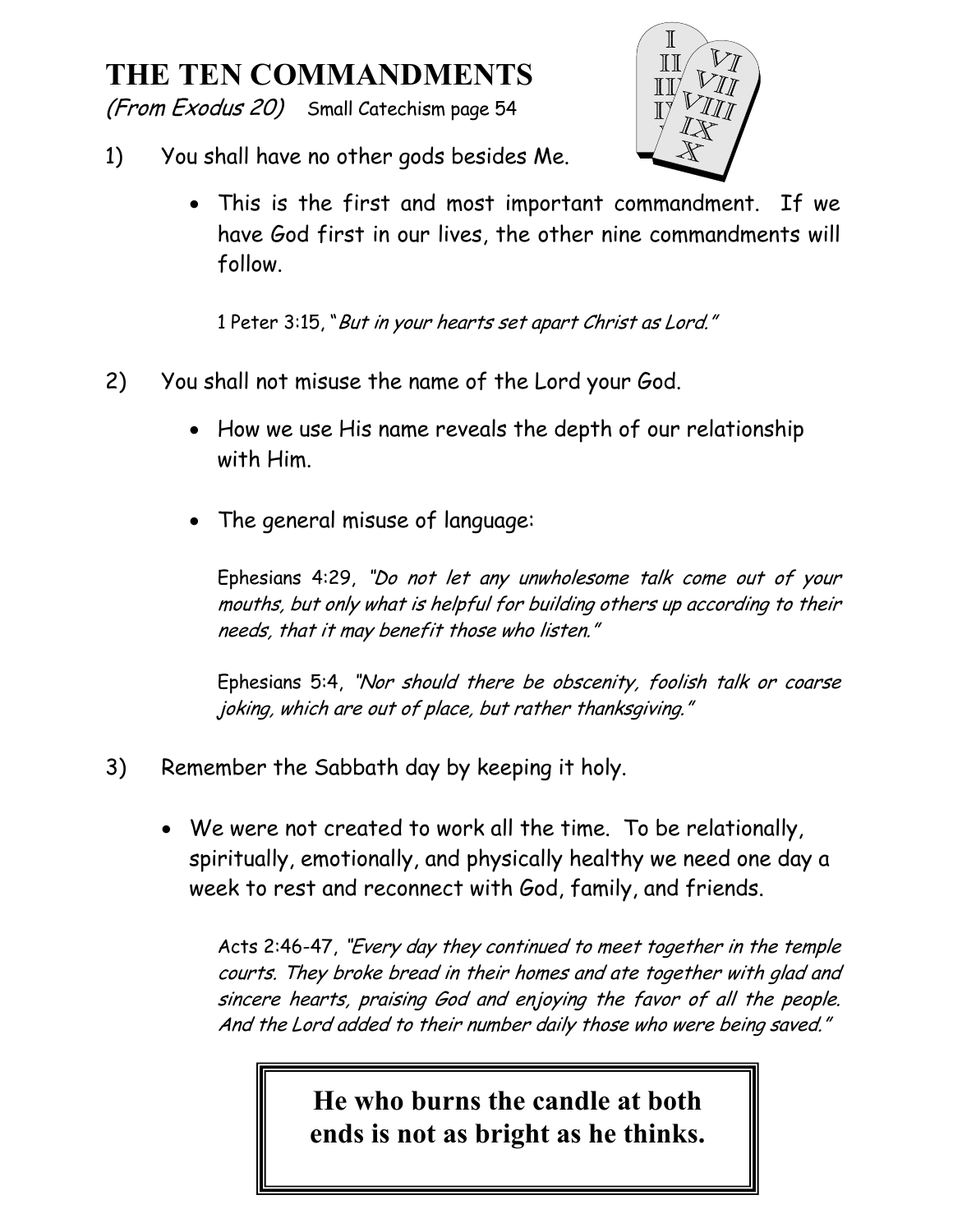# THE TEN COMMANDMENTS

*(From Exodus 20)* Small Catechism page 54

1) You shall have no other gods besides Me.

- This is the first and most important commandment. If we have God first in our lives, the other nine commandments will follow.

  1 Peter 3:15, "*But in your hearts set apart Christ as Lord.*"

2) You shall not misuse the name of the Lord your God.

- How we use His name reveals the depth of our relationship with Him.

- The general misuse of language:

  Ephesians 4:29, *"Do not let any unwholesome talk come out of your mouths, but only what is helpful for building others up according to their needs, that it may benefit those who listen."*

  Ephesians 5:4, *"Nor should there be obscenity, foolish talk or coarse joking, which are out of place, but rather thanksgiving."*

3) Remember the Sabbath day by keeping it holy.

- We were not created to work all the time. To be relationally, spiritually, emotionally, and physically healthy we need one day a week to rest and reconnect with God, family, and friends.

  Acts 2:46-47, *"Every day they continued to meet together in the temple courts. They broke bread in their homes and ate together with glad and sincere hearts, praising God and enjoying the favor of all the people. And the Lord added to their number daily those who were being saved."*

**He who burns the candle at both ends is not as bright as he thinks.**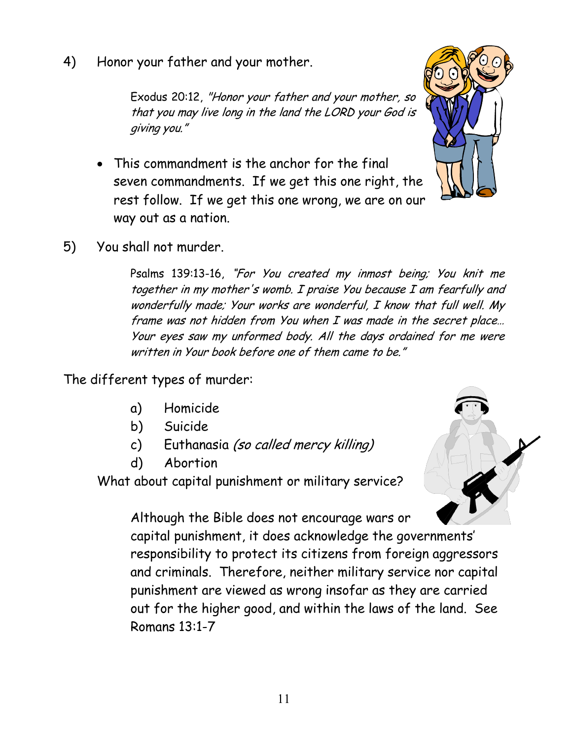4) Honor your father and your mother.

> Exodus 20:12, *"Honor your father and your mother, so that you may live long in the land the LORD your God is giving you."*

- This commandment is the anchor for the final seven commandments. If we get this one right, the rest follow. If we get this one wrong, we are on our way out as a nation.

5) You shall not murder.

> Psalms 139:13-16, *"For You created my inmost being; You knit me together in my mother's womb. I praise You because I am fearfully and wonderfully made; Your works are wonderful, I know that full well. My frame was not hidden from You when I was made in the secret place… Your eyes saw my unformed body. All the days ordained for me were written in Your book before one of them came to be."*

The different types of murder:

a) Homicide
b) Suicide
c) Euthanasia *(so called mercy killing)*
d) Abortion

What about capital punishment or military service?

Although the Bible does not encourage wars or capital punishment, it does acknowledge the governments' responsibility to protect its citizens from foreign aggressors and criminals. Therefore, neither military service nor capital punishment are viewed as wrong insofar as they are carried out for the higher good, and within the laws of the land. See Romans 13:1-7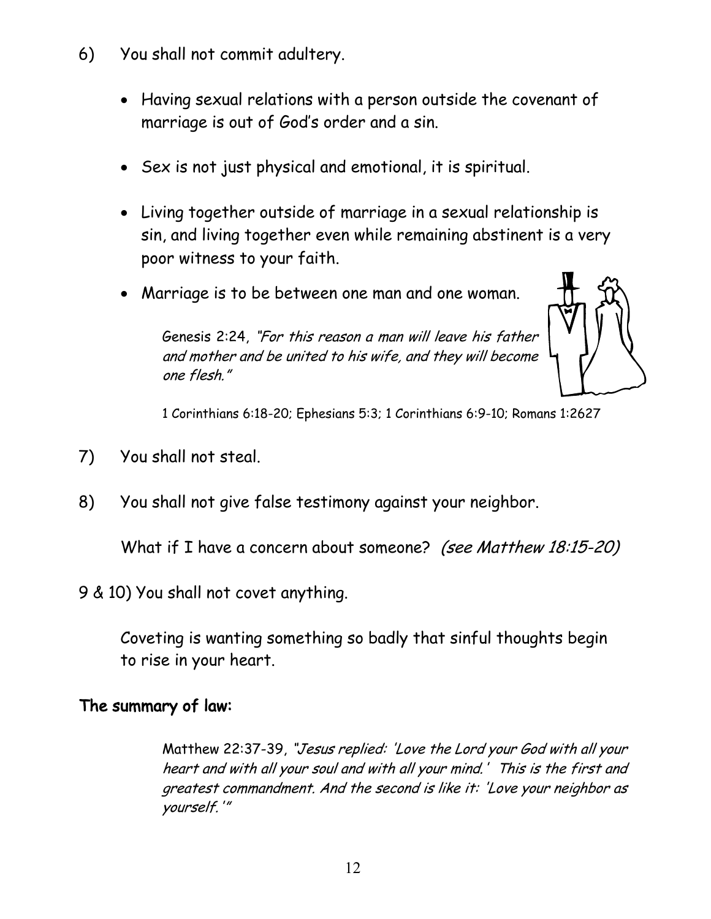6) You shall not commit adultery.

- Having sexual relations with a person outside the covenant of marriage is out of God's order and a sin.
- Sex is not just physical and emotional, it is spiritual.
- Living together outside of marriage in a sexual relationship is sin, and living together even while remaining abstinent is a very poor witness to your faith.
- Marriage is to be between one man and one woman.

  Genesis 2:24, *"For this reason a man will leave his father and mother and be united to his wife, and they will become one flesh."*

  1 Corinthians 6:18-20; Ephesians 5:3; 1 Corinthians 6:9-10; Romans 1:2627

7) You shall not steal.

8) You shall not give false testimony against your neighbor.

   What if I have a concern about someone? *(see Matthew 18:15-20)*

9 & 10) You shall not covet anything.

   Coveting is wanting something so badly that sinful thoughts begin to rise in your heart.

**The summary of law:**

> Matthew 22:37-39, *"Jesus replied: 'Love the Lord your God with all your heart and with all your soul and with all your mind.' This is the first and greatest commandment. And the second is like it: 'Love your neighbor as yourself.'"*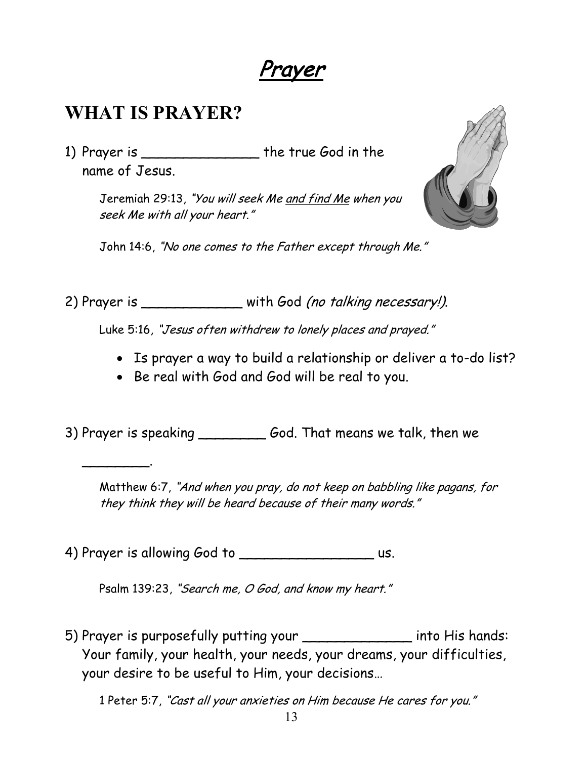# *Prayer*

## WHAT IS PRAYER?

1) Prayer is ______________ the true God in the name of Jesus.

   Jeremiah 29:13, *"You will seek Me and find Me when you seek Me with all your heart."*

   John 14:6, *"No one comes to the Father except through Me."*

2) Prayer is ____________ with God *(no talking necessary!)*.

   Luke 5:16, *"Jesus often withdrew to lonely places and prayed."*

   - Is prayer a way to build a relationship or deliver a to-do list?
   - Be real with God and God will be real to you.

3) Prayer is speaking ________ God. That means we talk, then we ________.

   Matthew 6:7, *"And when you pray, do not keep on babbling like pagans, for they think they will be heard because of their many words."*

4) Prayer is allowing God to ________________ us.

   Psalm 139:23, *"Search me, O God, and know my heart."*

5) Prayer is purposefully putting your _____________ into His hands: Your family, your health, your needs, your dreams, your difficulties, your desire to be useful to Him, your decisions…

   1 Peter 5:7, *"Cast all your anxieties on Him because He cares for you."*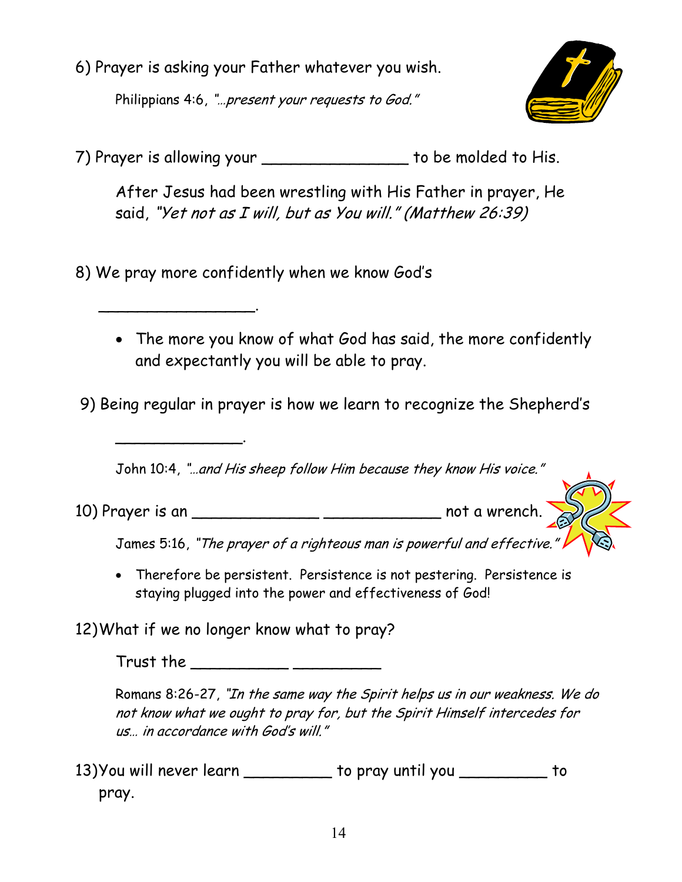6) Prayer is asking your Father whatever you wish.

Philippians 4:6, *"…present your requests to God."*

7) Prayer is allowing your _______________ to be molded to His.

After Jesus had been wrestling with His Father in prayer, He said, *"Yet not as I will, but as You will." (Matthew 26:39)*

8) We pray more confidently when we know God's

_________________.

- The more you know of what God has said, the more confidently and expectantly you will be able to pray.

9) Being regular in prayer is how we learn to recognize the Shepherd's

______________.

John 10:4, *"…and His sheep follow Him because they know His voice."*

10) Prayer is an _____________ ____________ not a wrench.

James 5:16, *"The prayer of a righteous man is powerful and effective."*

- Therefore be persistent. Persistence is not pestering. Persistence is staying plugged into the power and effectiveness of God!

12) What if we no longer know what to pray?

Trust the __________ _________

Romans 8:26-27, *"In the same way the Spirit helps us in our weakness. We do not know what we ought to pray for, but the Spirit Himself intercedes for us… in accordance with God's will."*

13) You will never learn _________ to pray until you _________ to pray.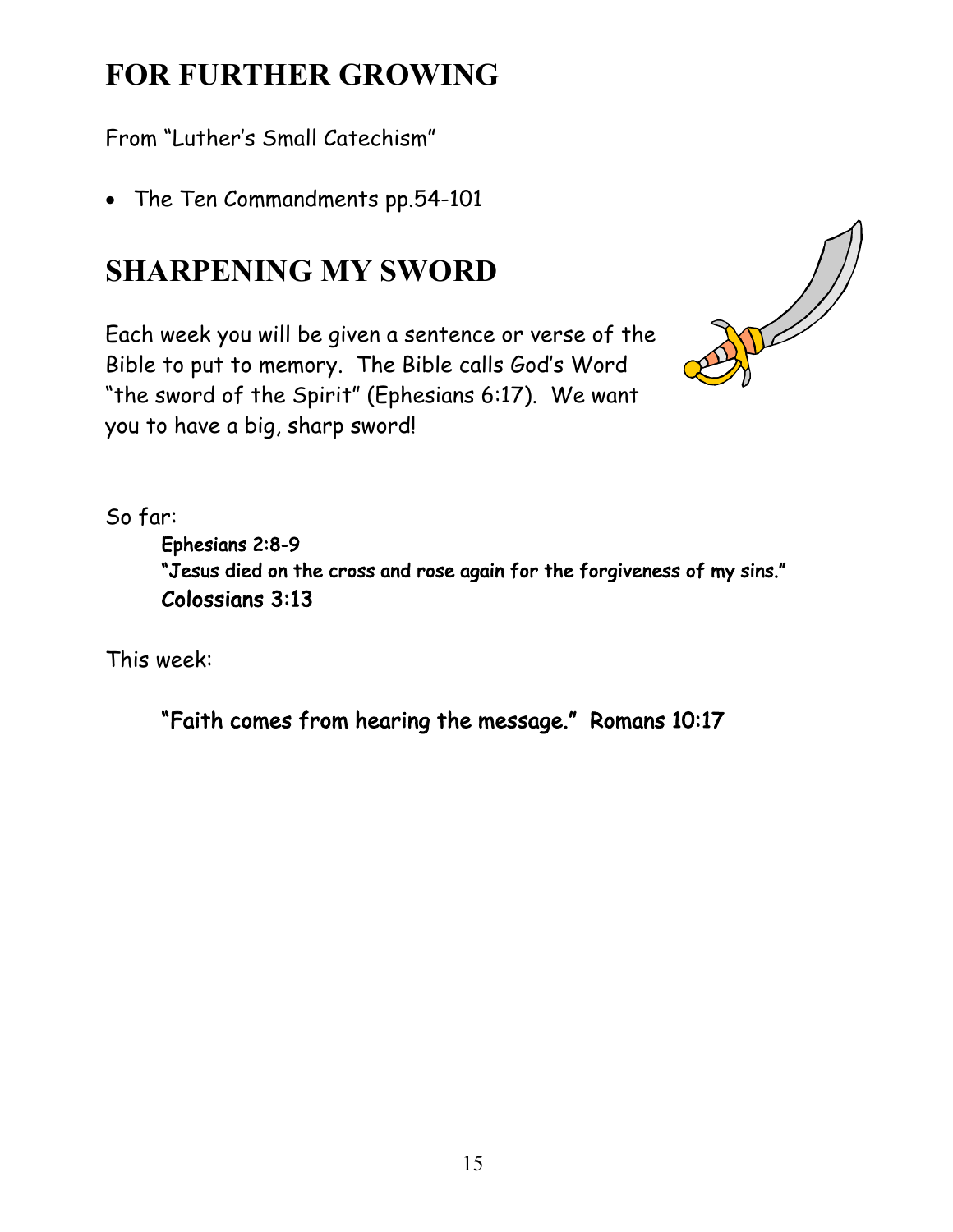## FOR FURTHER GROWING

From "Luther's Small Catechism"

- The Ten Commandments pp.54-101

## SHARPENING MY SWORD

Each week you will be given a sentence or verse of the Bible to put to memory. The Bible calls God's Word "the sword of the Spirit" (Ephesians 6:17). We want you to have a big, sharp sword!

So far:

**Ephesians 2:8-9**
**"Jesus died on the cross and rose again for the forgiveness of my sins."**
**Colossians 3:13**

This week:

**"Faith comes from hearing the message." Romans 10:17**